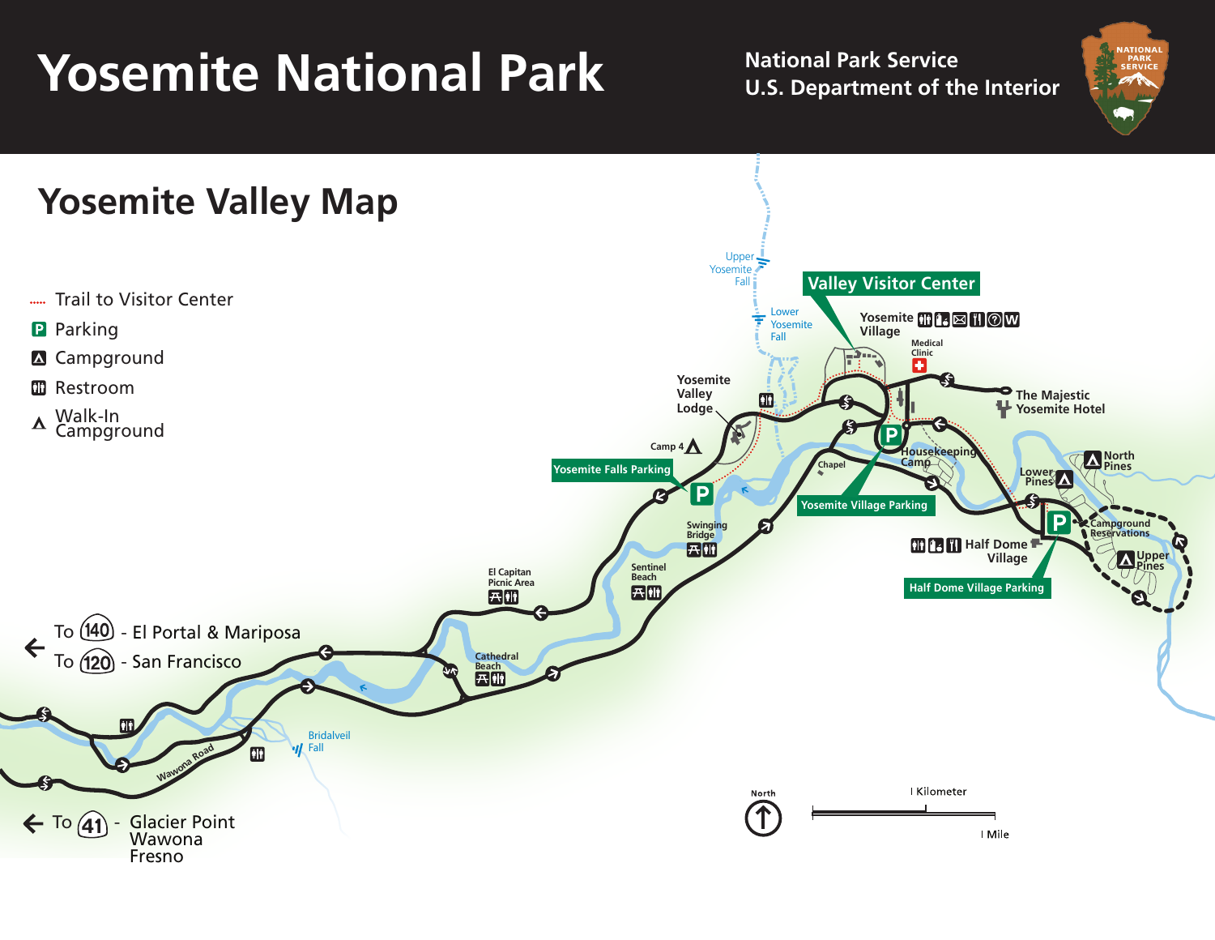# Yosemite National Park

National Park Service
U.S. Department of the Interior

## Yosemite Valley Map

- Trail to Visitor Center
- Parking
- Campground
- Restroom
- Walk-In Campground

Valley Visitor Center

Upper Yosemite Fall

Lower Yosemite Fall

Yosemite Village

Medical Clinic

The Majestic Yosemite Hotel

Yosemite Valley Lodge

Camp 4

Yosemite Falls Parking

Housekeeping Camp

Chapel

Yosemite Village Parking

North Pines

Lower Pines

Campground Reservations

Upper Pines

Half Dome Village

Half Dome Village Parking

Swinging Bridge

Sentinel Beach

El Capitan Picnic Area

Cathedral Beach

Bridalveil Fall

Wawona Road

To 140 - El Portal & Mariposa

To 120 - San Francisco

To 41 - Glacier Point, Wawona, Fresno

North

1 Kilometer

1 Mile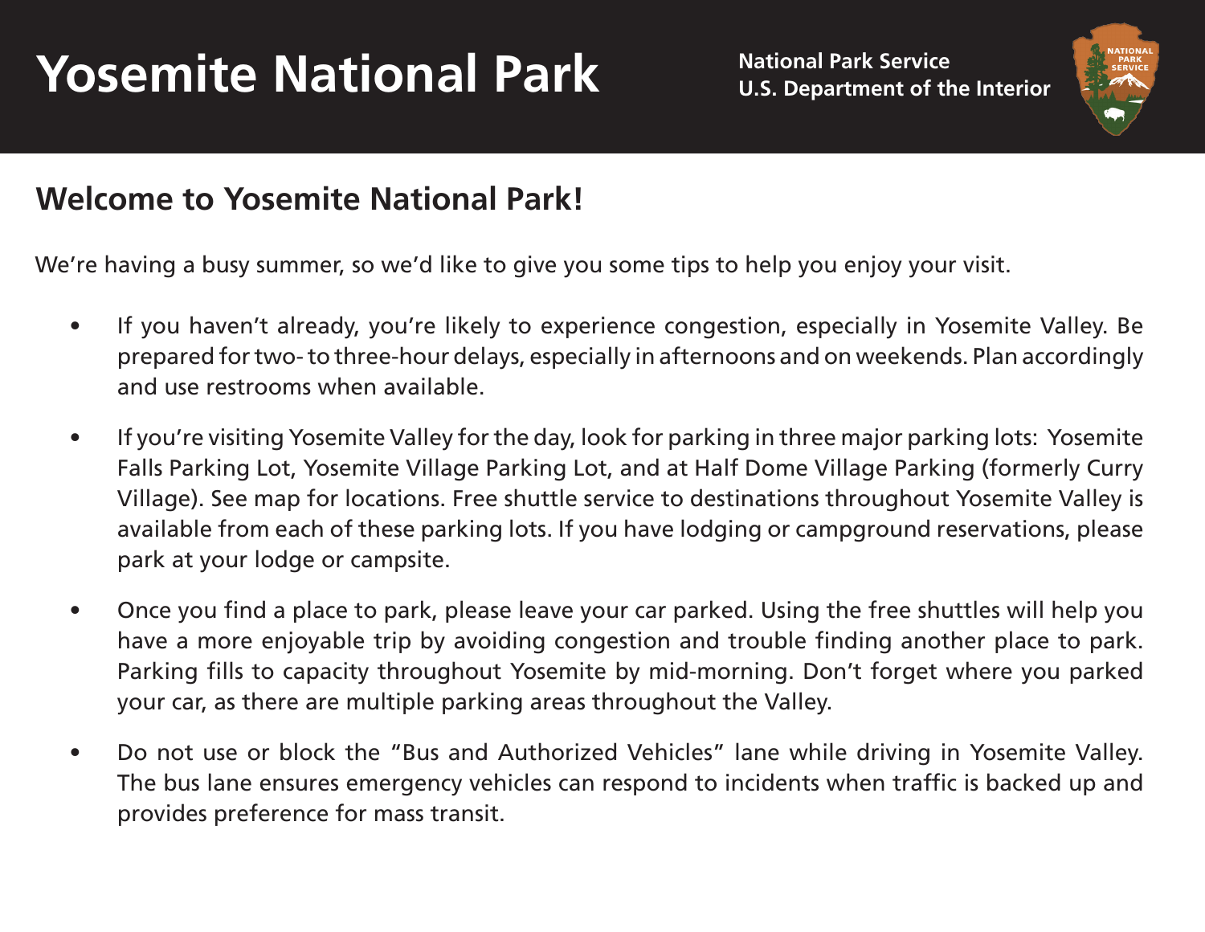# Yosemite National Park

National Park Service
U.S. Department of the Interior

## Welcome to Yosemite National Park!

We're having a busy summer, so we'd like to give you some tips to help you enjoy your visit.

- If you haven't already, you're likely to experience congestion, especially in Yosemite Valley. Be prepared for two- to three-hour delays, especially in afternoons and on weekends. Plan accordingly and use restrooms when available.
- If you're visiting Yosemite Valley for the day, look for parking in three major parking lots: Yosemite Falls Parking Lot, Yosemite Village Parking Lot, and at Half Dome Village Parking (formerly Curry Village). See map for locations. Free shuttle service to destinations throughout Yosemite Valley is available from each of these parking lots. If you have lodging or campground reservations, please park at your lodge or campsite.
- Once you find a place to park, please leave your car parked. Using the free shuttles will help you have a more enjoyable trip by avoiding congestion and trouble finding another place to park. Parking fills to capacity throughout Yosemite by mid-morning. Don't forget where you parked your car, as there are multiple parking areas throughout the Valley.
- Do not use or block the "Bus and Authorized Vehicles" lane while driving in Yosemite Valley. The bus lane ensures emergency vehicles can respond to incidents when traffic is backed up and provides preference for mass transit.